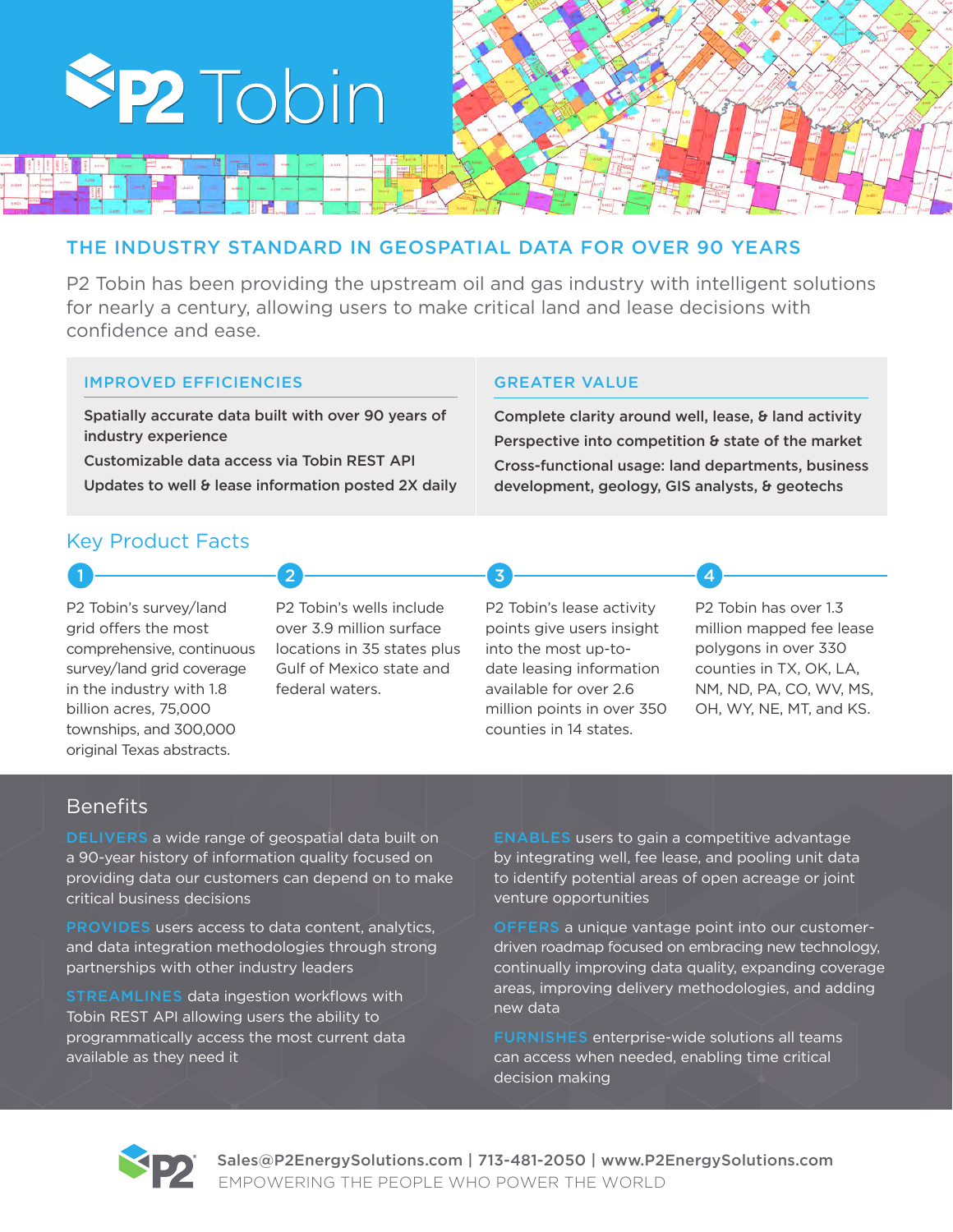# P2 Tobin

## THE INDUSTRY STANDARD IN GEOSPATIAL DATA FOR OVER 90 YEARS

P2 Tobin has been providing the upstream oil and gas industry with intelligent solutions for nearly a century, allowing users to make critical land and lease decisions with confidence and ease.

### IMPROVED EFFICIENCIES

**Spatially accurate data built with over 90 years of industry experience**

**Customizable data access via Tobin REST API**

**Updates to well & lease information posted 2X daily**

### GREATER VALUE

**Complete clarity around well, lease, & land activity**

**Perspective into competition & state of the market**

**Cross-functional usage: land departments, business development, geology, GIS analysts, & geotechs**

## Key Product Facts

1. P2 Tobin's survey/land grid offers the most comprehensive, continuous survey/land grid coverage in the industry with 1.8 billion acres, 75,000 townships, and 300,000 original Texas abstracts.

2. P2 Tobin's wells include over 3.9 million surface locations in 35 states plus Gulf of Mexico state and federal waters.

3. P2 Tobin's lease activity points give users insight into the most up-to-date leasing information available for over 2.6 million points in over 350 counties in 14 states.

4. P2 Tobin has over 1.3 million mapped fee lease polygons in over 330 counties in TX, OK, LA, NM, ND, PA, CO, WV, MS, OH, WY, NE, MT, and KS.

## Benefits

**DELIVERS** a wide range of geospatial data built on a 90-year history of information quality focused on providing data our customers can depend on to make critical business decisions

**PROVIDES** users access to data content, analytics, and data integration methodologies through strong partnerships with other industry leaders

**STREAMLINES** data ingestion workflows with Tobin REST API allowing users the ability to programmatically access the most current data available as they need it

**ENABLES** users to gain a competitive advantage by integrating well, fee lease, and pooling unit data to identify potential areas of open acreage or joint venture opportunities

**OFFERS** a unique vantage point into our customer-driven roadmap focused on embracing new technology, continually improving data quality, expanding coverage areas, improving delivery methodologies, and adding new data

**FURNISHES** enterprise-wide solutions all teams can access when needed, enabling time critical decision making

Sales@P2EnergySolutions.com | 713-481-2050 | www.P2EnergySolutions.com

EMPOWERING THE PEOPLE WHO POWER THE WORLD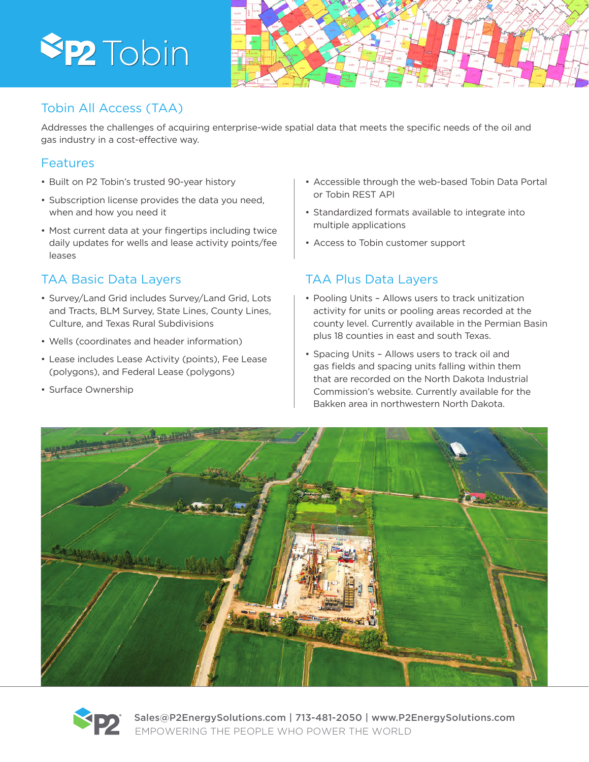# P2 Tobin

## Tobin All Access (TAA)

Addresses the challenges of acquiring enterprise-wide spatial data that meets the specific needs of the oil and gas industry in a cost-effective way.

## Features

- Built on P2 Tobin's trusted 90-year history
- Subscription license provides the data you need, when and how you need it
- Most current data at your fingertips including twice daily updates for wells and lease activity points/fee leases
- Accessible through the web-based Tobin Data Portal or Tobin REST API
- Standardized formats available to integrate into multiple applications
- Access to Tobin customer support

## TAA Basic Data Layers

- Survey/Land Grid includes Survey/Land Grid, Lots and Tracts, BLM Survey, State Lines, County Lines, Culture, and Texas Rural Subdivisions
- Wells (coordinates and header information)
- Lease includes Lease Activity (points), Fee Lease (polygons), and Federal Lease (polygons)
- Surface Ownership

## TAA Plus Data Layers

- Pooling Units – Allows users to track unitization activity for units or pooling areas recorded at the county level. Currently available in the Permian Basin plus 18 counties in east and south Texas.
- Spacing Units – Allows users to track oil and gas fields and spacing units falling within them that are recorded on the North Dakota Industrial Commission's website. Currently available for the Bakken area in northwestern North Dakota.

Sales@P2EnergySolutions.com | 713-481-2050 | www.P2EnergySolutions.com

EMPOWERING THE PEOPLE WHO POWER THE WORLD